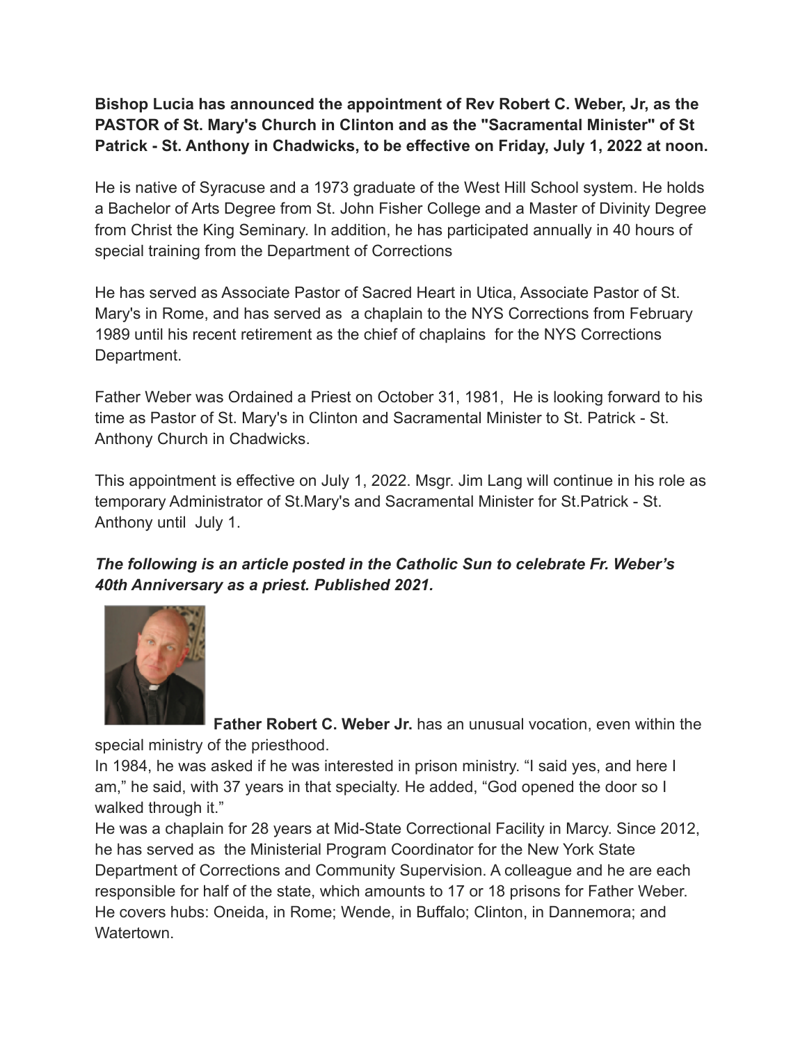**Bishop Lucia has announced the appointment of Rev Robert C. Weber, Jr, as the PASTOR of St. Mary's Church in Clinton and as the "Sacramental Minister" of St Patrick - St. Anthony in Chadwicks, to be effective on Friday, July 1, 2022 at noon.**

He is native of Syracuse and a 1973 graduate of the West Hill School system. He holds a Bachelor of Arts Degree from St. John Fisher College and a Master of Divinity Degree from Christ the King Seminary. In addition, he has participated annually in 40 hours of special training from the Department of Corrections

He has served as Associate Pastor of Sacred Heart in Utica, Associate Pastor of St. Mary's in Rome, and has served as a chaplain to the NYS Corrections from February 1989 until his recent retirement as the chief of chaplains for the NYS Corrections Department.

Father Weber was Ordained a Priest on October 31, 1981, He is looking forward to his time as Pastor of St. Mary's in Clinton and Sacramental Minister to St. Patrick - St. Anthony Church in Chadwicks.

This appointment is effective on July 1, 2022. Msgr. Jim Lang will continue in his role as temporary Administrator of St.Mary's and Sacramental Minister for St.Patrick - St. Anthony until July 1.

***The following is an article posted in the Catholic Sun to celebrate Fr. Weber's 40th Anniversary as a priest. Published 2021.***

**Father Robert C. Weber Jr.** has an unusual vocation, even within the special ministry of the priesthood.

In 1984, he was asked if he was interested in prison ministry. "I said yes, and here I am," he said, with 37 years in that specialty. He added, "God opened the door so I walked through it."

He was a chaplain for 28 years at Mid-State Correctional Facility in Marcy. Since 2012, he has served as the Ministerial Program Coordinator for the New York State Department of Corrections and Community Supervision. A colleague and he are each responsible for half of the state, which amounts to 17 or 18 prisons for Father Weber. He covers hubs: Oneida, in Rome; Wende, in Buffalo; Clinton, in Dannemora; and Watertown.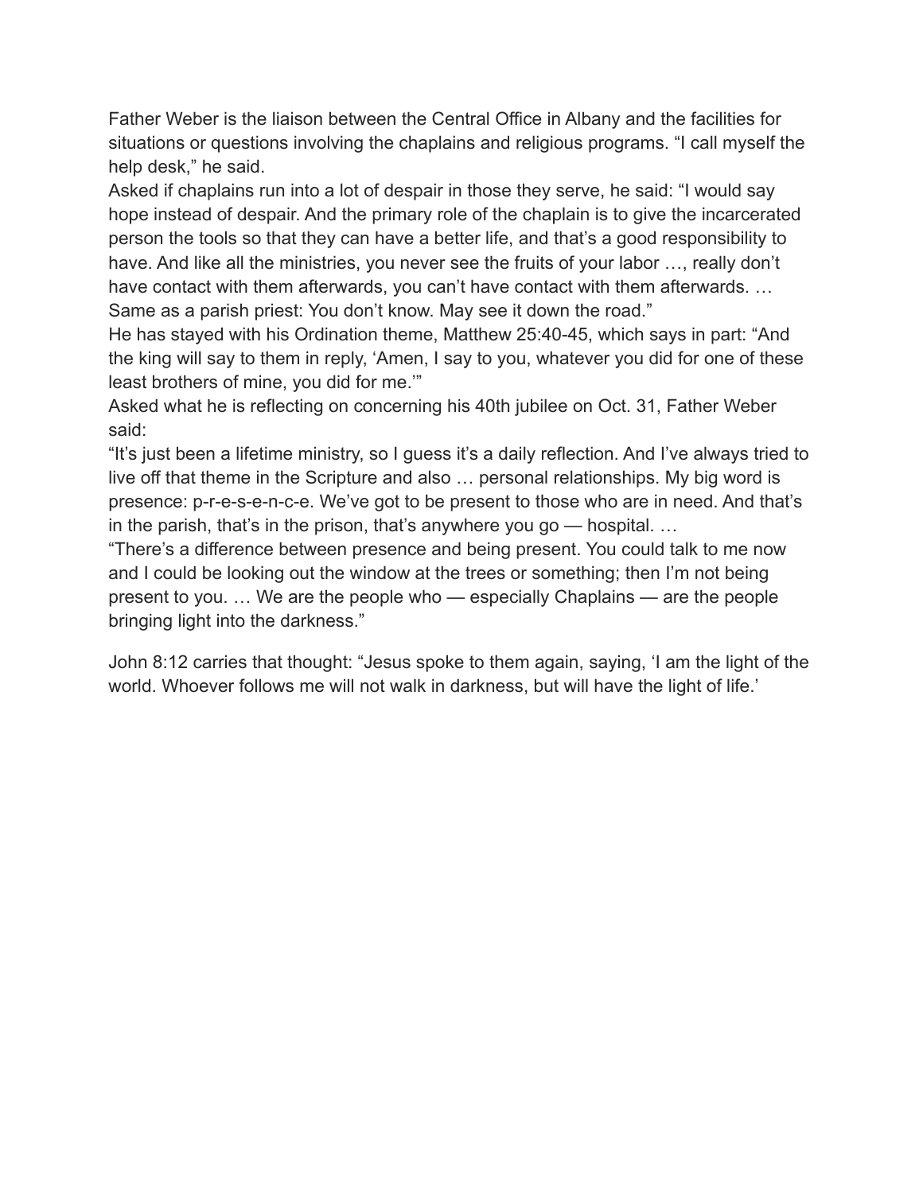Father Weber is the liaison between the Central Office in Albany and the facilities for situations or questions involving the chaplains and religious programs. “I call myself the help desk,” he said.

Asked if chaplains run into a lot of despair in those they serve, he said: “I would say hope instead of despair. And the primary role of the chaplain is to give the incarcerated person the tools so that they can have a better life, and that’s a good responsibility to have. And like all the ministries, you never see the fruits of your labor …, really don’t have contact with them afterwards, you can’t have contact with them afterwards. … Same as a parish priest: You don’t know. May see it down the road.”

He has stayed with his Ordination theme, Matthew 25:40-45, which says in part: “And the king will say to them in reply, ‘Amen, I say to you, whatever you did for one of these least brothers of mine, you did for me.’”

Asked what he is reflecting on concerning his 40th jubilee on Oct. 31, Father Weber said:

“It’s just been a lifetime ministry, so I guess it’s a daily reflection. And I’ve always tried to live off that theme in the Scripture and also … personal relationships. My big word is presence: p-r-e-s-e-n-c-e. We’ve got to be present to those who are in need. And that’s in the parish, that’s in the prison, that’s anywhere you go — hospital. …

“There’s a difference between presence and being present. You could talk to me now and I could be looking out the window at the trees or something; then I’m not being present to you. … We are the people who — especially Chaplains — are the people bringing light into the darkness.”

John 8:12 carries that thought: “Jesus spoke to them again, saying, ‘I am the light of the world. Whoever follows me will not walk in darkness, but will have the light of life.’